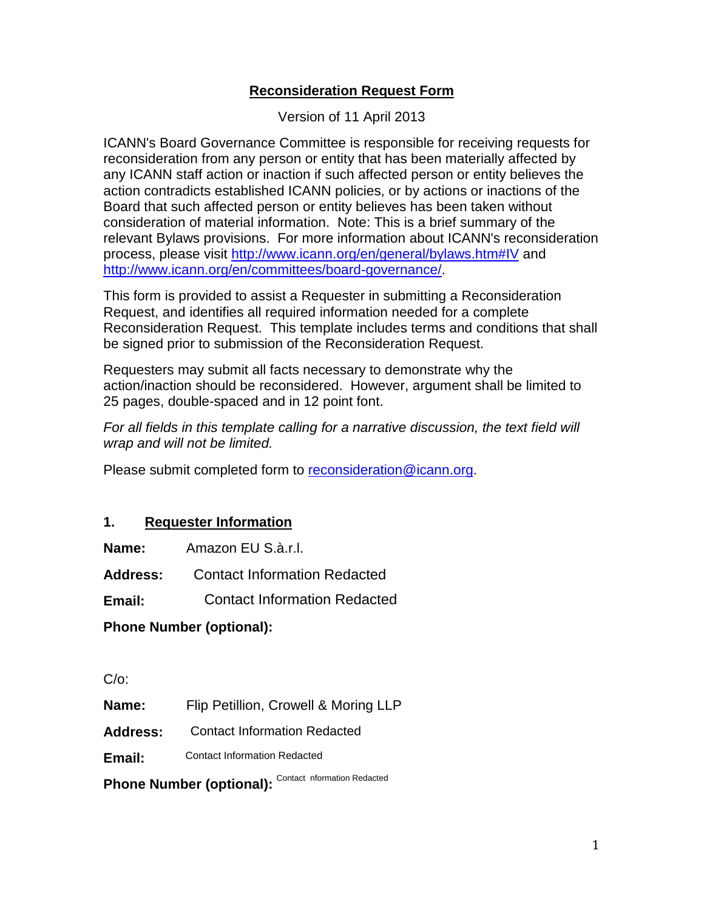# Reconsideration Request Form

Version of 11 April 2013

ICANN's Board Governance Committee is responsible for receiving requests for reconsideration from any person or entity that has been materially affected by any ICANN staff action or inaction if such affected person or entity believes the action contradicts established ICANN policies, or by actions or inactions of the Board that such affected person or entity believes has been taken without consideration of material information. Note: This is a brief summary of the relevant Bylaws provisions. For more information about ICANN's reconsideration process, please visit http://www.icann.org/en/general/bylaws.htm#IV and http://www.icann.org/en/committees/board-governance/.

This form is provided to assist a Requester in submitting a Reconsideration Request, and identifies all required information needed for a complete Reconsideration Request. This template includes terms and conditions that shall be signed prior to submission of the Reconsideration Request.

Requesters may submit all facts necessary to demonstrate why the action/inaction should be reconsidered. However, argument shall be limited to 25 pages, double-spaced and in 12 point font.

*For all fields in this template calling for a narrative discussion, the text field will wrap and will not be limited.*

Please submit completed form to reconsideration@icann.org.

## 1. Requester Information

**Name:** Amazon EU S.à.r.l.

**Address:** Contact Information Redacted

**Email:** Contact Information Redacted

**Phone Number (optional):**

C/o:

**Name:** Flip Petillion, Crowell & Moring LLP

**Address:** Contact Information Redacted

**Email:** Contact Information Redacted

**Phone Number (optional):** Contact nformation Redacted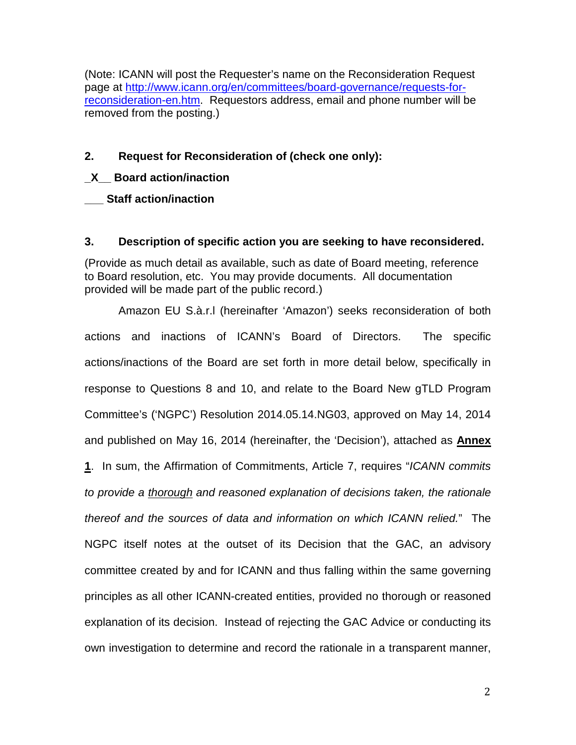(Note: ICANN will post the Requester's name on the Reconsideration Request page at http://www.icann.org/en/committees/board-governance/requests-for-reconsideration-en.htm. Requestors address, email and phone number will be removed from the posting.)

**2. Request for Reconsideration of (check one only):**

**_X__ Board action/inaction**

**___ Staff action/inaction**

**3. Description of specific action you are seeking to have reconsidered.**

(Provide as much detail as available, such as date of Board meeting, reference to Board resolution, etc. You may provide documents. All documentation provided will be made part of the public record.)

Amazon EU S.à.r.l (hereinafter 'Amazon') seeks reconsideration of both actions and inactions of ICANN's Board of Directors. The specific actions/inactions of the Board are set forth in more detail below, specifically in response to Questions 8 and 10, and relate to the Board New gTLD Program Committee's ('NGPC') Resolution 2014.05.14.NG03, approved on May 14, 2014 and published on May 16, 2014 (hereinafter, the 'Decision'), attached as **Annex 1**. In sum, the Affirmation of Commitments, Article 7, requires "*ICANN commits to provide a thorough and reasoned explanation of decisions taken, the rationale thereof and the sources of data and information on which ICANN relied.*" The NGPC itself notes at the outset of its Decision that the GAC, an advisory committee created by and for ICANN and thus falling within the same governing principles as all other ICANN-created entities, provided no thorough or reasoned explanation of its decision. Instead of rejecting the GAC Advice or conducting its own investigation to determine and record the rationale in a transparent manner,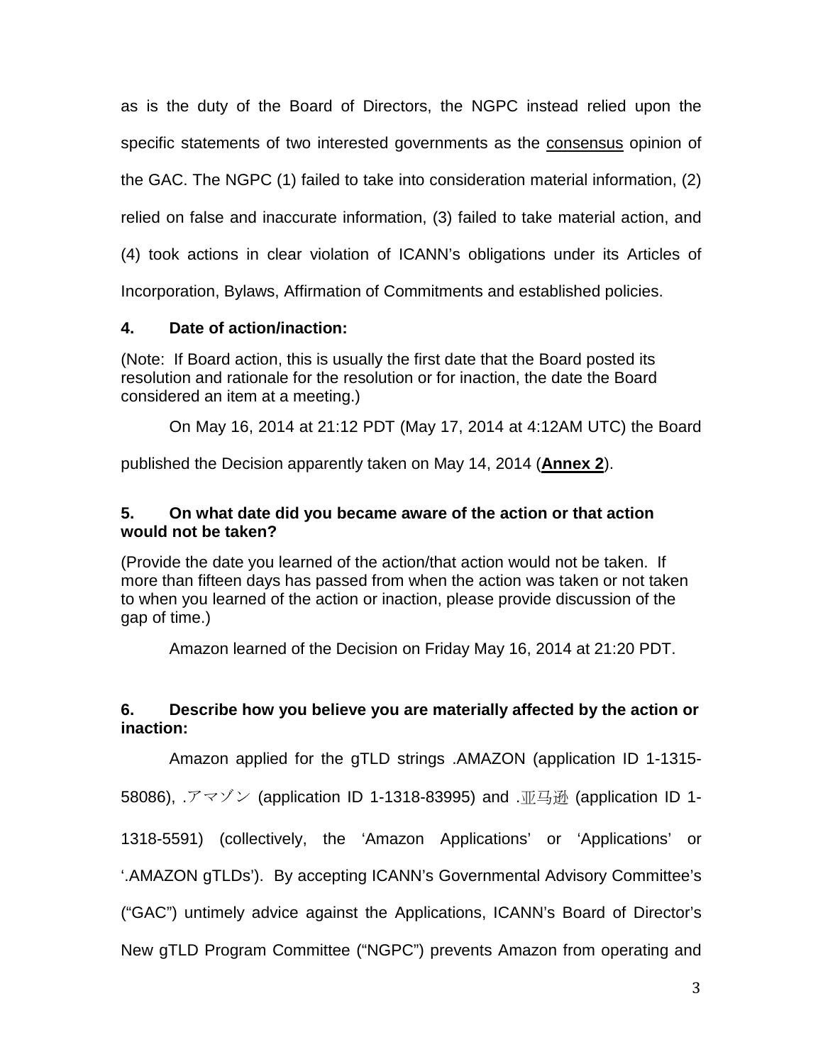as is the duty of the Board of Directors, the NGPC instead relied upon the specific statements of two interested governments as the <u>consensus</u> opinion of the GAC. The NGPC (1) failed to take into consideration material information, (2) relied on false and inaccurate information, (3) failed to take material action, and (4) took actions in clear violation of ICANN's obligations under its Articles of Incorporation, Bylaws, Affirmation of Commitments and established policies.

### 4. Date of action/inaction:

(Note: If Board action, this is usually the first date that the Board posted its resolution and rationale for the resolution or for inaction, the date the Board considered an item at a meeting.)

On May 16, 2014 at 21:12 PDT (May 17, 2014 at 4:12AM UTC) the Board published the Decision apparently taken on May 14, 2014 (**<u>Annex 2</u>**).

### 5. On what date did you became aware of the action or that action would not be taken?

(Provide the date you learned of the action/that action would not be taken. If more than fifteen days has passed from when the action was taken or not taken to when you learned of the action or inaction, please provide discussion of the gap of time.)

Amazon learned of the Decision on Friday May 16, 2014 at 21:20 PDT.

### 6. Describe how you believe you are materially affected by the action or inaction:

Amazon applied for the gTLD strings .AMAZON (application ID 1-1315-58086), .アマゾン (application ID 1-1318-83995) and .亚马逊 (application ID 1-1318-5591) (collectively, the 'Amazon Applications' or 'Applications' or '.AMAZON gTLDs'). By accepting ICANN's Governmental Advisory Committee's ("GAC") untimely advice against the Applications, ICANN's Board of Director's New gTLD Program Committee ("NGPC") prevents Amazon from operating and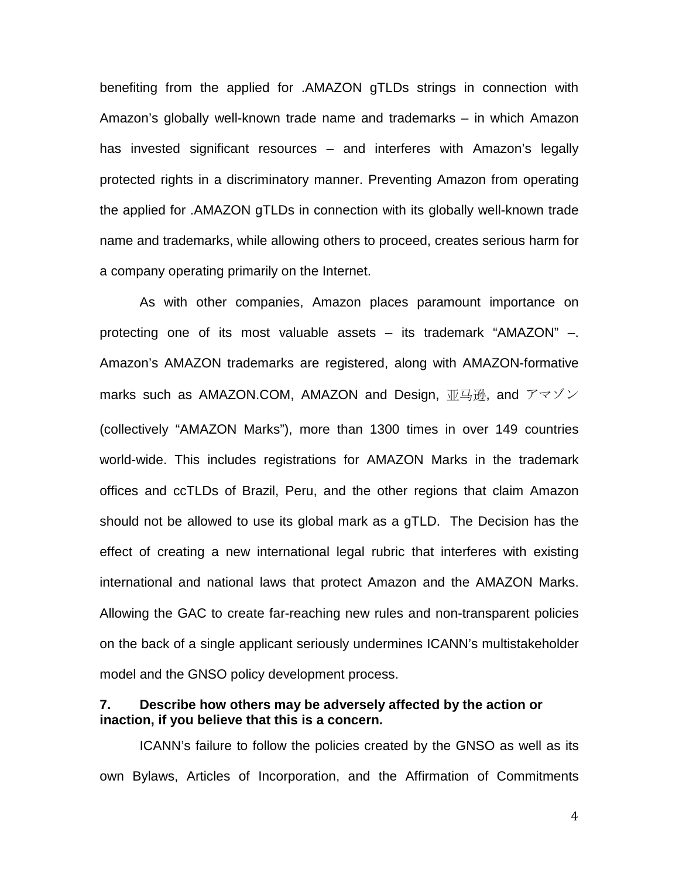benefiting from the applied for .AMAZON gTLDs strings in connection with Amazon's globally well-known trade name and trademarks – in which Amazon has invested significant resources – and interferes with Amazon's legally protected rights in a discriminatory manner. Preventing Amazon from operating the applied for .AMAZON gTLDs in connection with its globally well-known trade name and trademarks, while allowing others to proceed, creates serious harm for a company operating primarily on the Internet.

As with other companies, Amazon places paramount importance on protecting one of its most valuable assets – its trademark "AMAZON" –. Amazon's AMAZON trademarks are registered, along with AMAZON-formative marks such as AMAZON.COM, AMAZON and Design, 亚马逊, and アマゾン (collectively "AMAZON Marks"), more than 1300 times in over 149 countries world-wide. This includes registrations for AMAZON Marks in the trademark offices and ccTLDs of Brazil, Peru, and the other regions that claim Amazon should not be allowed to use its global mark as a gTLD. The Decision has the effect of creating a new international legal rubric that interferes with existing international and national laws that protect Amazon and the AMAZON Marks. Allowing the GAC to create far-reaching new rules and non-transparent policies on the back of a single applicant seriously undermines ICANN's multistakeholder model and the GNSO policy development process.

**7. Describe how others may be adversely affected by the action or inaction, if you believe that this is a concern.**

ICANN's failure to follow the policies created by the GNSO as well as its own Bylaws, Articles of Incorporation, and the Affirmation of Commitments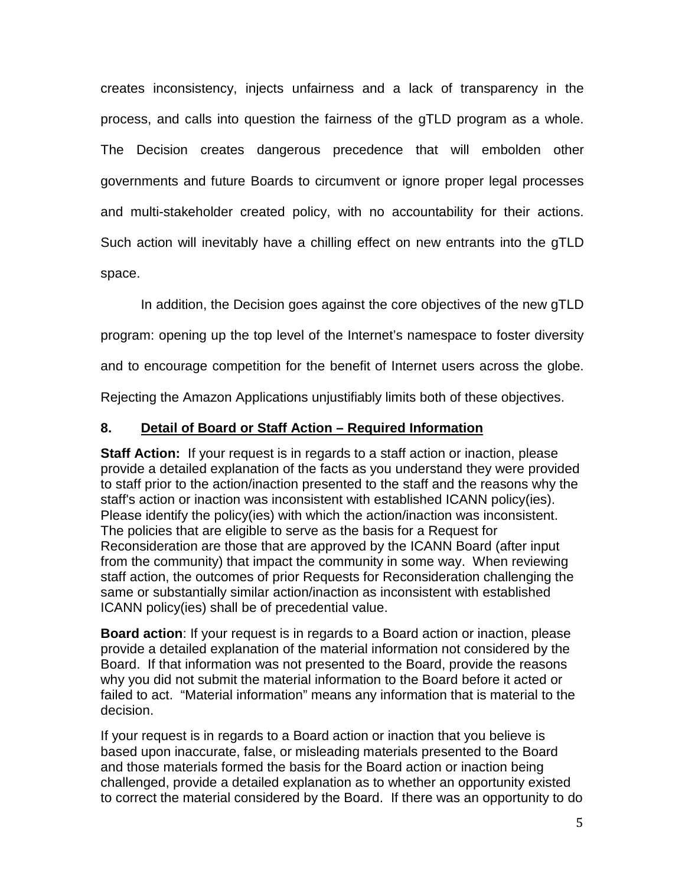creates inconsistency, injects unfairness and a lack of transparency in the process, and calls into question the fairness of the gTLD program as a whole. The Decision creates dangerous precedence that will embolden other governments and future Boards to circumvent or ignore proper legal processes and multi-stakeholder created policy, with no accountability for their actions. Such action will inevitably have a chilling effect on new entrants into the gTLD space.

In addition, the Decision goes against the core objectives of the new gTLD program: opening up the top level of the Internet's namespace to foster diversity and to encourage competition for the benefit of Internet users across the globe. Rejecting the Amazon Applications unjustifiably limits both of these objectives.

## 8. Detail of Board or Staff Action – Required Information

**Staff Action:** If your request is in regards to a staff action or inaction, please provide a detailed explanation of the facts as you understand they were provided to staff prior to the action/inaction presented to the staff and the reasons why the staff's action or inaction was inconsistent with established ICANN policy(ies). Please identify the policy(ies) with which the action/inaction was inconsistent. The policies that are eligible to serve as the basis for a Request for Reconsideration are those that are approved by the ICANN Board (after input from the community) that impact the community in some way. When reviewing staff action, the outcomes of prior Requests for Reconsideration challenging the same or substantially similar action/inaction as inconsistent with established ICANN policy(ies) shall be of precedential value.

**Board action**: If your request is in regards to a Board action or inaction, please provide a detailed explanation of the material information not considered by the Board. If that information was not presented to the Board, provide the reasons why you did not submit the material information to the Board before it acted or failed to act. "Material information" means any information that is material to the decision.

If your request is in regards to a Board action or inaction that you believe is based upon inaccurate, false, or misleading materials presented to the Board and those materials formed the basis for the Board action or inaction being challenged, provide a detailed explanation as to whether an opportunity existed to correct the material considered by the Board. If there was an opportunity to do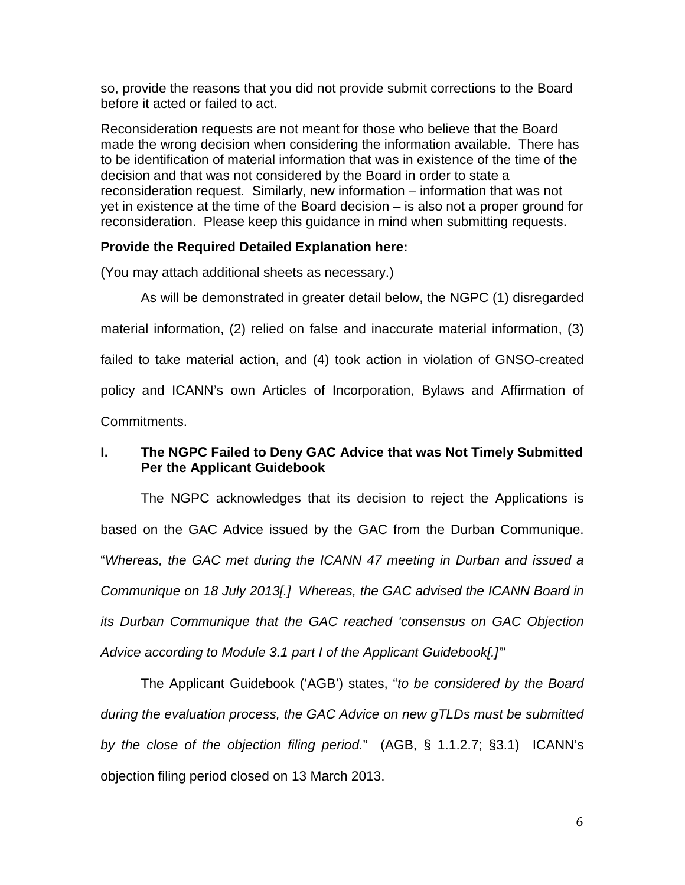so, provide the reasons that you did not provide submit corrections to the Board before it acted or failed to act.

Reconsideration requests are not meant for those who believe that the Board made the wrong decision when considering the information available. There has to be identification of material information that was in existence of the time of the decision and that was not considered by the Board in order to state a reconsideration request. Similarly, new information – information that was not yet in existence at the time of the Board decision – is also not a proper ground for reconsideration. Please keep this guidance in mind when submitting requests.

**Provide the Required Detailed Explanation here:**

(You may attach additional sheets as necessary.)

As will be demonstrated in greater detail below, the NGPC (1) disregarded material information, (2) relied on false and inaccurate material information, (3) failed to take material action, and (4) took action in violation of GNSO-created policy and ICANN's own Articles of Incorporation, Bylaws and Affirmation of Commitments.

## I. The NGPC Failed to Deny GAC Advice that was Not Timely Submitted Per the Applicant Guidebook

The NGPC acknowledges that its decision to reject the Applications is based on the GAC Advice issued by the GAC from the Durban Communique. "*Whereas, the GAC met during the ICANN 47 meeting in Durban and issued a Communique on 18 July 2013[.] Whereas, the GAC advised the ICANN Board in its Durban Communique that the GAC reached 'consensus on GAC Objection Advice according to Module 3.1 part I of the Applicant Guidebook[.]'*"

The Applicant Guidebook ('AGB') states, "*to be considered by the Board during the evaluation process, the GAC Advice on new gTLDs must be submitted by the close of the objection filing period.*" (AGB, § 1.1.2.7; §3.1) ICANN's objection filing period closed on 13 March 2013.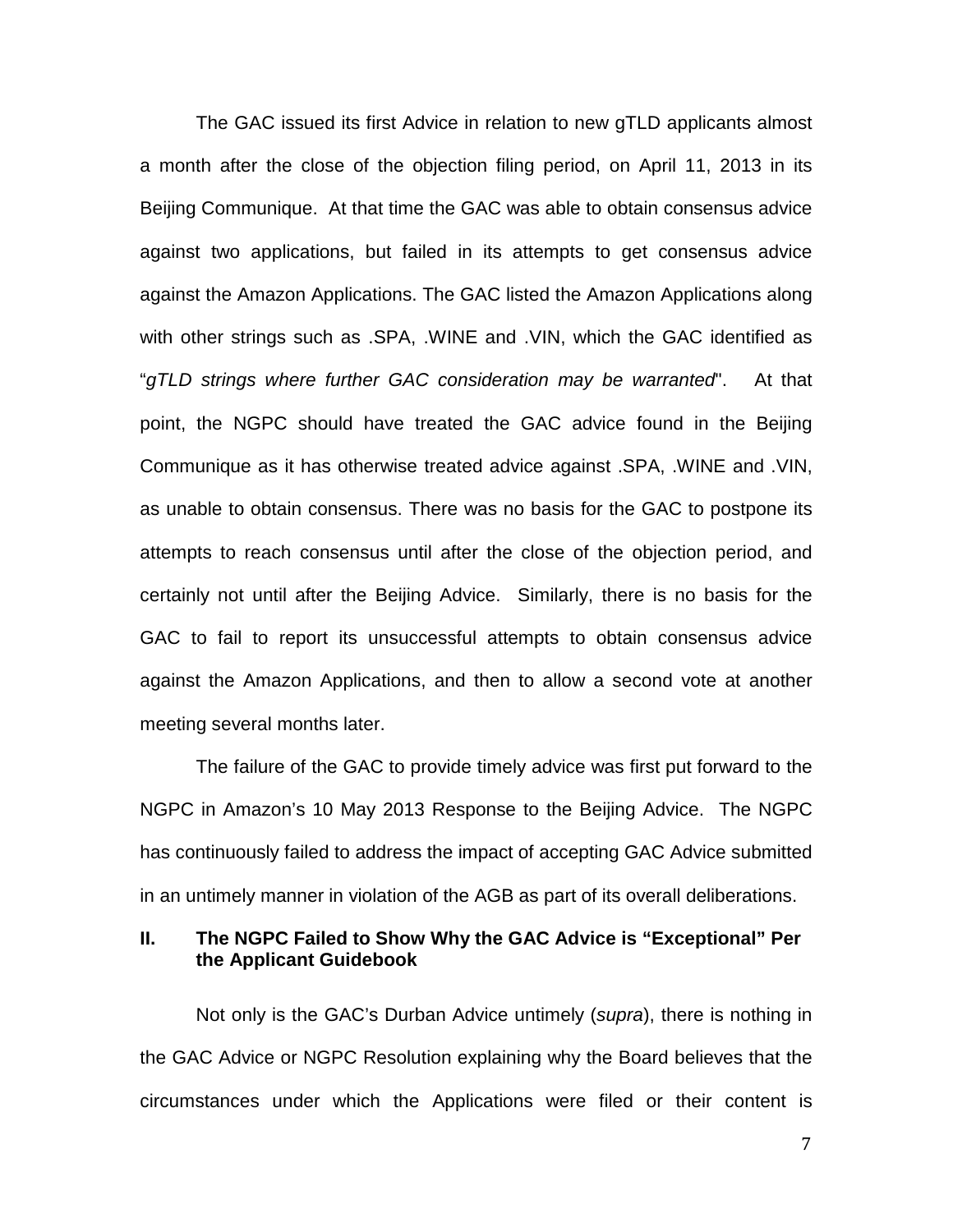The GAC issued its first Advice in relation to new gTLD applicants almost a month after the close of the objection filing period, on April 11, 2013 in its Beijing Communique. At that time the GAC was able to obtain consensus advice against two applications, but failed in its attempts to get consensus advice against the Amazon Applications. The GAC listed the Amazon Applications along with other strings such as .SPA, .WINE and .VIN, which the GAC identified as "*gTLD strings where further GAC consideration may be warranted*". At that point, the NGPC should have treated the GAC advice found in the Beijing Communique as it has otherwise treated advice against .SPA, .WINE and .VIN, as unable to obtain consensus. There was no basis for the GAC to postpone its attempts to reach consensus until after the close of the objection period, and certainly not until after the Beijing Advice. Similarly, there is no basis for the GAC to fail to report its unsuccessful attempts to obtain consensus advice against the Amazon Applications, and then to allow a second vote at another meeting several months later.

The failure of the GAC to provide timely advice was first put forward to the NGPC in Amazon's 10 May 2013 Response to the Beijing Advice. The NGPC has continuously failed to address the impact of accepting GAC Advice submitted in an untimely manner in violation of the AGB as part of its overall deliberations.

## II. The NGPC Failed to Show Why the GAC Advice is "Exceptional" Per the Applicant Guidebook

Not only is the GAC's Durban Advice untimely (*supra*), there is nothing in the GAC Advice or NGPC Resolution explaining why the Board believes that the circumstances under which the Applications were filed or their content is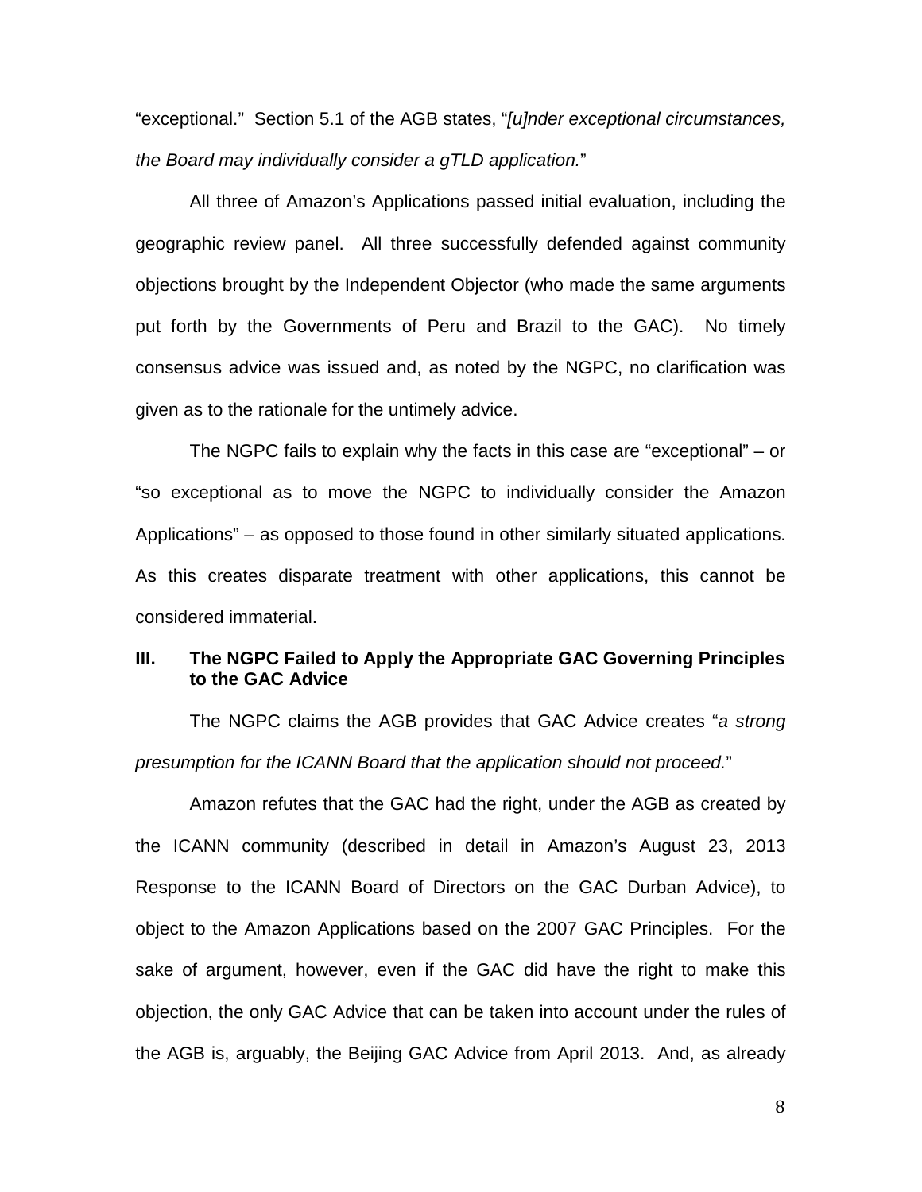"exceptional." Section 5.1 of the AGB states, "*[u]nder exceptional circumstances, the Board may individually consider a gTLD application.*"

All three of Amazon's Applications passed initial evaluation, including the geographic review panel. All three successfully defended against community objections brought by the Independent Objector (who made the same arguments put forth by the Governments of Peru and Brazil to the GAC). No timely consensus advice was issued and, as noted by the NGPC, no clarification was given as to the rationale for the untimely advice.

The NGPC fails to explain why the facts in this case are "exceptional" – or "so exceptional as to move the NGPC to individually consider the Amazon Applications" – as opposed to those found in other similarly situated applications. As this creates disparate treatment with other applications, this cannot be considered immaterial.

## III. The NGPC Failed to Apply the Appropriate GAC Governing Principles to the GAC Advice

The NGPC claims the AGB provides that GAC Advice creates "*a strong presumption for the ICANN Board that the application should not proceed.*"

Amazon refutes that the GAC had the right, under the AGB as created by the ICANN community (described in detail in Amazon's August 23, 2013 Response to the ICANN Board of Directors on the GAC Durban Advice), to object to the Amazon Applications based on the 2007 GAC Principles. For the sake of argument, however, even if the GAC did have the right to make this objection, the only GAC Advice that can be taken into account under the rules of the AGB is, arguably, the Beijing GAC Advice from April 2013. And, as already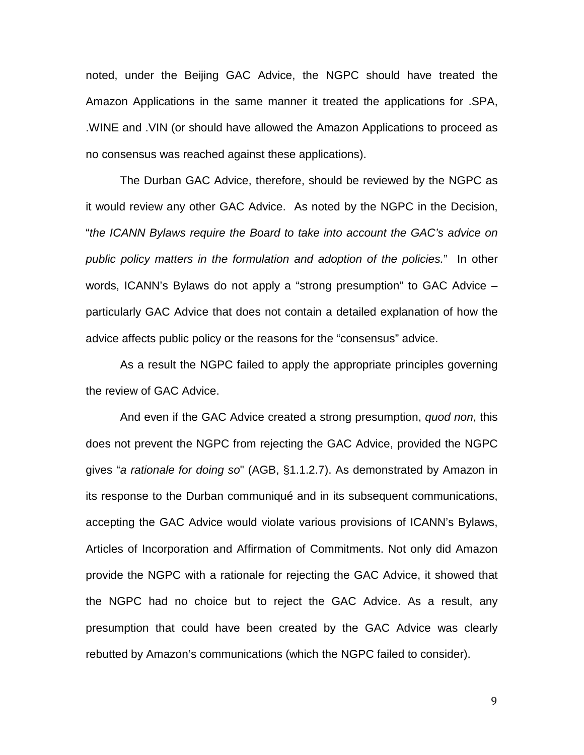noted, under the Beijing GAC Advice, the NGPC should have treated the Amazon Applications in the same manner it treated the applications for .SPA, .WINE and .VIN (or should have allowed the Amazon Applications to proceed as no consensus was reached against these applications).

The Durban GAC Advice, therefore, should be reviewed by the NGPC as it would review any other GAC Advice. As noted by the NGPC in the Decision, "*the ICANN Bylaws require the Board to take into account the GAC's advice on public policy matters in the formulation and adoption of the policies.*" In other words, ICANN's Bylaws do not apply a "strong presumption" to GAC Advice – particularly GAC Advice that does not contain a detailed explanation of how the advice affects public policy or the reasons for the "consensus" advice.

As a result the NGPC failed to apply the appropriate principles governing the review of GAC Advice.

And even if the GAC Advice created a strong presumption, *quod non*, this does not prevent the NGPC from rejecting the GAC Advice, provided the NGPC gives "*a rationale for doing so*" (AGB, §1.1.2.7). As demonstrated by Amazon in its response to the Durban communiqué and in its subsequent communications, accepting the GAC Advice would violate various provisions of ICANN's Bylaws, Articles of Incorporation and Affirmation of Commitments. Not only did Amazon provide the NGPC with a rationale for rejecting the GAC Advice, it showed that the NGPC had no choice but to reject the GAC Advice. As a result, any presumption that could have been created by the GAC Advice was clearly rebutted by Amazon's communications (which the NGPC failed to consider).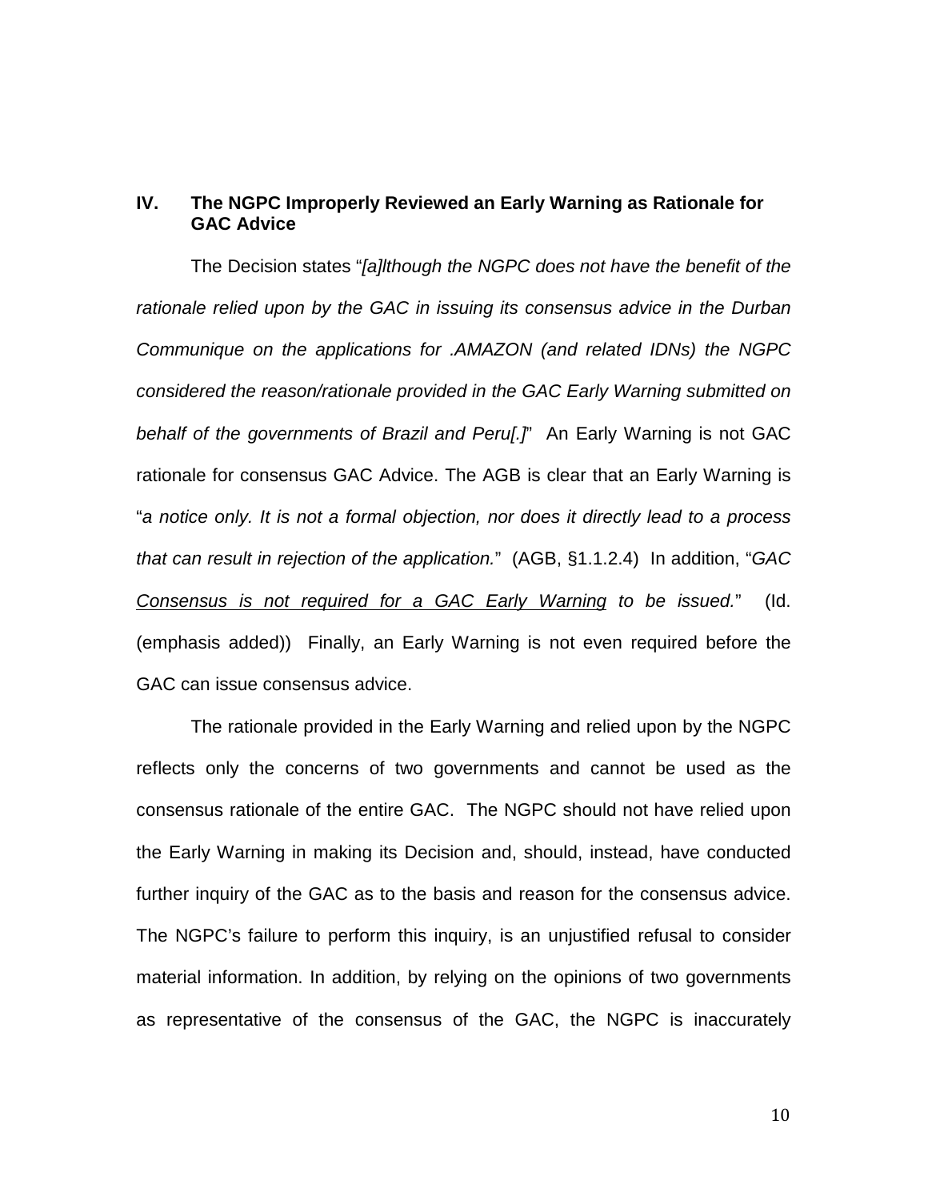## IV. The NGPC Improperly Reviewed an Early Warning as Rationale for GAC Advice

The Decision states "*[a]lthough the NGPC does not have the benefit of the rationale relied upon by the GAC in issuing its consensus advice in the Durban Communique on the applications for .AMAZON (and related IDNs) the NGPC considered the reason/rationale provided in the GAC Early Warning submitted on behalf of the governments of Brazil and Peru[.]*" An Early Warning is not GAC rationale for consensus GAC Advice. The AGB is clear that an Early Warning is "*a notice only. It is not a formal objection, nor does it directly lead to a process that can result in rejection of the application.*" (AGB, §1.1.2.4) In addition, "*<u>GAC Consensus is not required for a GAC Early Warning</u> to be issued.*" (Id. (emphasis added)) Finally, an Early Warning is not even required before the GAC can issue consensus advice.

The rationale provided in the Early Warning and relied upon by the NGPC reflects only the concerns of two governments and cannot be used as the consensus rationale of the entire GAC. The NGPC should not have relied upon the Early Warning in making its Decision and, should, instead, have conducted further inquiry of the GAC as to the basis and reason for the consensus advice. The NGPC's failure to perform this inquiry, is an unjustified refusal to consider material information. In addition, by relying on the opinions of two governments as representative of the consensus of the GAC, the NGPC is inaccurately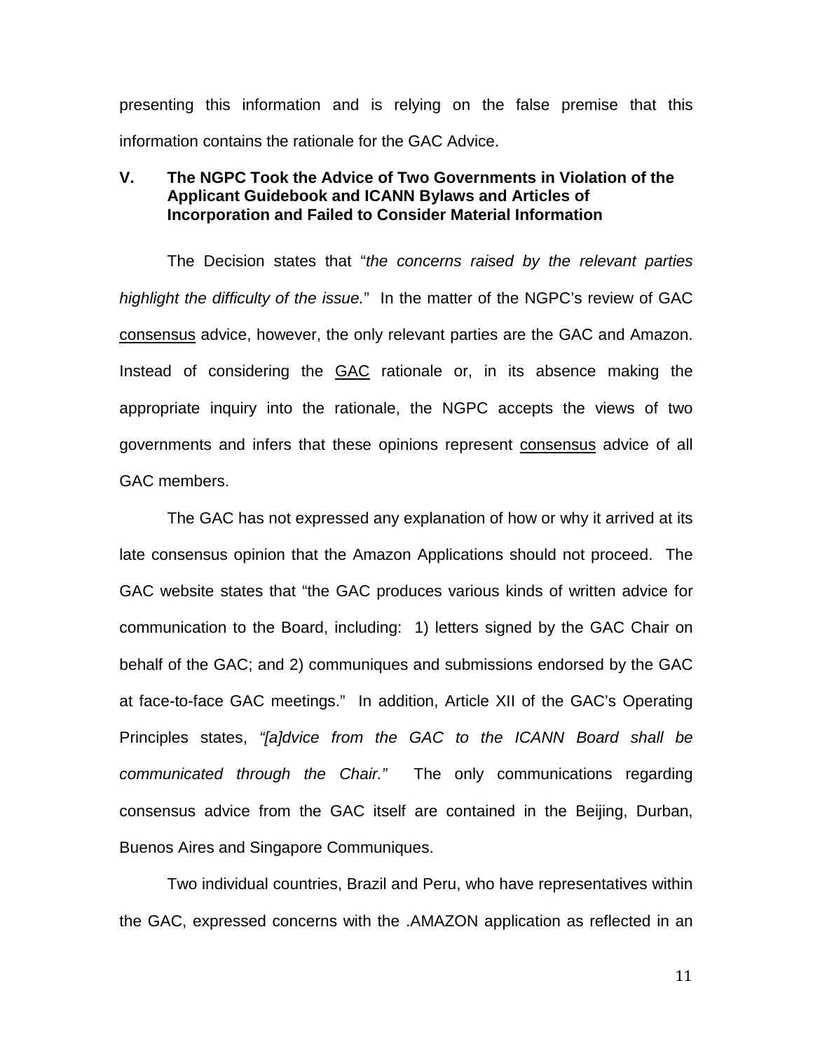presenting this information and is relying on the false premise that this information contains the rationale for the GAC Advice.

## V. The NGPC Took the Advice of Two Governments in Violation of the Applicant Guidebook and ICANN Bylaws and Articles of Incorporation and Failed to Consider Material Information

The Decision states that "*the concerns raised by the relevant parties highlight the difficulty of the issue.*" In the matter of the NGPC's review of GAC consensus advice, however, the only relevant parties are the GAC and Amazon. Instead of considering the GAC rationale or, in its absence making the appropriate inquiry into the rationale, the NGPC accepts the views of two governments and infers that these opinions represent consensus advice of all GAC members.

The GAC has not expressed any explanation of how or why it arrived at its late consensus opinion that the Amazon Applications should not proceed. The GAC website states that "the GAC produces various kinds of written advice for communication to the Board, including: 1) letters signed by the GAC Chair on behalf of the GAC; and 2) communiques and submissions endorsed by the GAC at face-to-face GAC meetings." In addition, Article XII of the GAC's Operating Principles states, *"[a]dvice from the GAC to the ICANN Board shall be communicated through the Chair."* The only communications regarding consensus advice from the GAC itself are contained in the Beijing, Durban, Buenos Aires and Singapore Communiques.

Two individual countries, Brazil and Peru, who have representatives within the GAC, expressed concerns with the .AMAZON application as reflected in an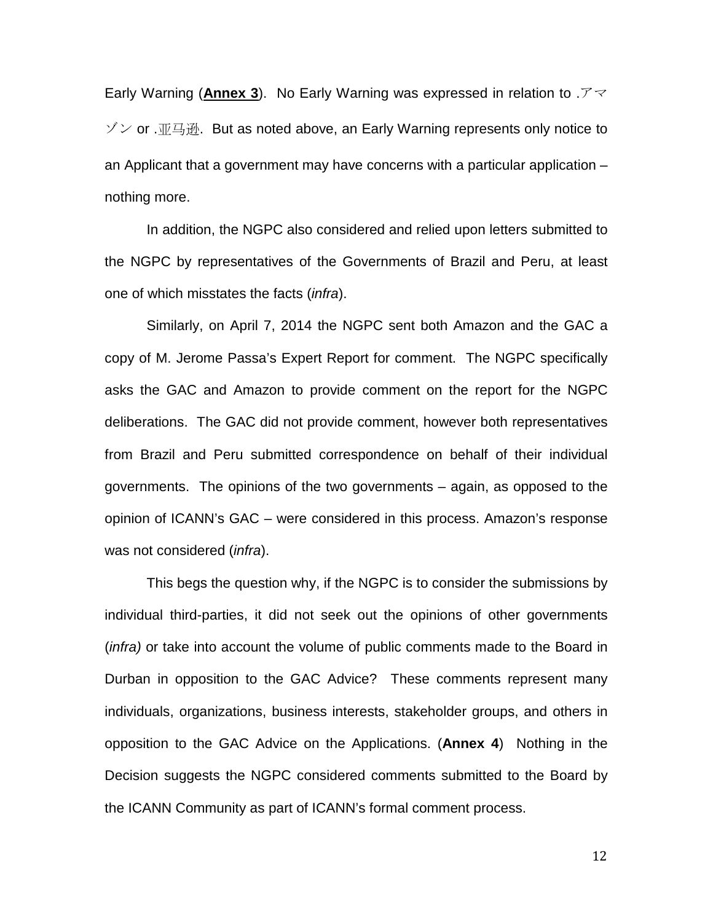Early Warning (**Annex 3**). No Early Warning was expressed in relation to .アマゾン or .亚马逊. But as noted above, an Early Warning represents only notice to an Applicant that a government may have concerns with a particular application – nothing more.

In addition, the NGPC also considered and relied upon letters submitted to the NGPC by representatives of the Governments of Brazil and Peru, at least one of which misstates the facts (*infra*).

Similarly, on April 7, 2014 the NGPC sent both Amazon and the GAC a copy of M. Jerome Passa's Expert Report for comment. The NGPC specifically asks the GAC and Amazon to provide comment on the report for the NGPC deliberations. The GAC did not provide comment, however both representatives from Brazil and Peru submitted correspondence on behalf of their individual governments. The opinions of the two governments – again, as opposed to the opinion of ICANN's GAC – were considered in this process. Amazon's response was not considered (*infra*).

This begs the question why, if the NGPC is to consider the submissions by individual third-parties, it did not seek out the opinions of other governments (*infra)* or take into account the volume of public comments made to the Board in Durban in opposition to the GAC Advice? These comments represent many individuals, organizations, business interests, stakeholder groups, and others in opposition to the GAC Advice on the Applications. (**Annex 4**) Nothing in the Decision suggests the NGPC considered comments submitted to the Board by the ICANN Community as part of ICANN's formal comment process.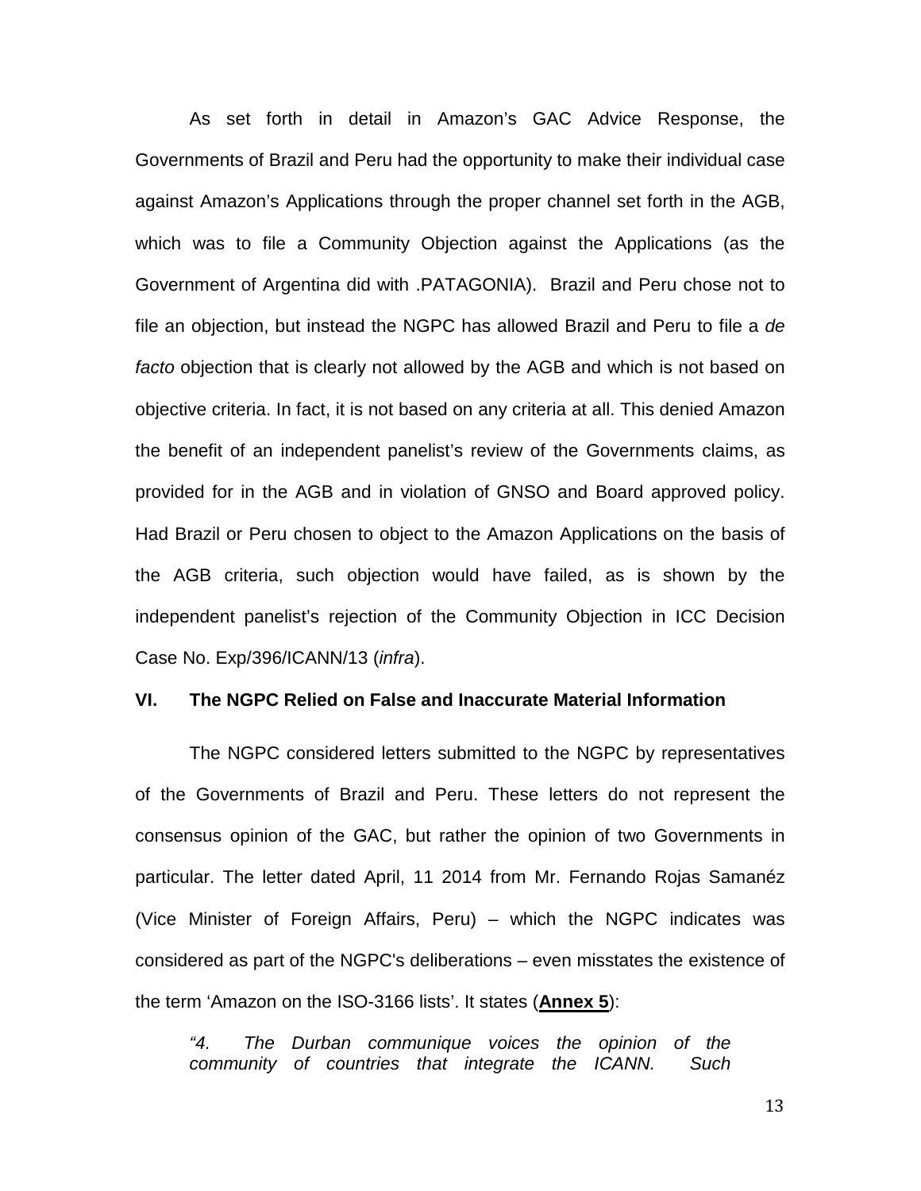As set forth in detail in Amazon's GAC Advice Response, the Governments of Brazil and Peru had the opportunity to make their individual case against Amazon's Applications through the proper channel set forth in the AGB, which was to file a Community Objection against the Applications (as the Government of Argentina did with .PATAGONIA). Brazil and Peru chose not to file an objection, but instead the NGPC has allowed Brazil and Peru to file a *de facto* objection that is clearly not allowed by the AGB and which is not based on objective criteria. In fact, it is not based on any criteria at all. This denied Amazon the benefit of an independent panelist's review of the Governments claims, as provided for in the AGB and in violation of GNSO and Board approved policy. Had Brazil or Peru chosen to object to the Amazon Applications on the basis of the AGB criteria, such objection would have failed, as is shown by the independent panelist's rejection of the Community Objection in ICC Decision Case No. Exp/396/ICANN/13 (*infra*).

## VI. The NGPC Relied on False and Inaccurate Material Information

The NGPC considered letters submitted to the NGPC by representatives of the Governments of Brazil and Peru. These letters do not represent the consensus opinion of the GAC, but rather the opinion of two Governments in particular. The letter dated April, 11 2014 from Mr. Fernando Rojas Samanéz (Vice Minister of Foreign Affairs, Peru) – which the NGPC indicates was considered as part of the NGPC's deliberations – even misstates the existence of the term 'Amazon on the ISO-3166 lists'. It states (**Annex 5**):

> *"4. The Durban communique voices the opinion of the community of countries that integrate the ICANN. Such*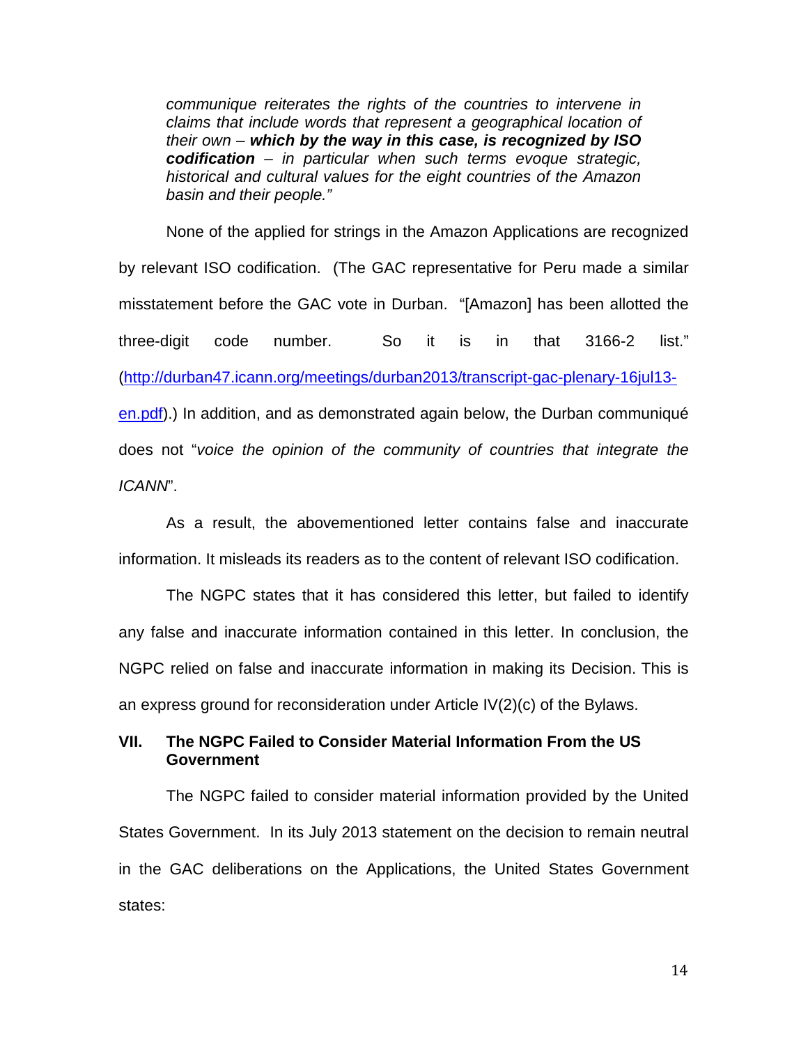> *communique reiterates the rights of the countries to intervene in claims that include words that represent a geographical location of their own – **which by the way in this case, is recognized by ISO codification** – in particular when such terms evoque strategic, historical and cultural values for the eight countries of the Amazon basin and their people."*

None of the applied for strings in the Amazon Applications are recognized by relevant ISO codification. (The GAC representative for Peru made a similar misstatement before the GAC vote in Durban. "[Amazon] has been allotted the three-digit code number. So it is in that 3166-2 list." (http://durban47.icann.org/meetings/durban2013/transcript-gac-plenary-16jul13-en.pdf).) In addition, and as demonstrated again below, the Durban communiqué does not "*voice the opinion of the community of countries that integrate the ICANN*".

As a result, the abovementioned letter contains false and inaccurate information. It misleads its readers as to the content of relevant ISO codification.

The NGPC states that it has considered this letter, but failed to identify any false and inaccurate information contained in this letter. In conclusion, the NGPC relied on false and inaccurate information in making its Decision. This is an express ground for reconsideration under Article IV(2)(c) of the Bylaws.

## VII. The NGPC Failed to Consider Material Information From the US Government

The NGPC failed to consider material information provided by the United States Government. In its July 2013 statement on the decision to remain neutral in the GAC deliberations on the Applications, the United States Government states: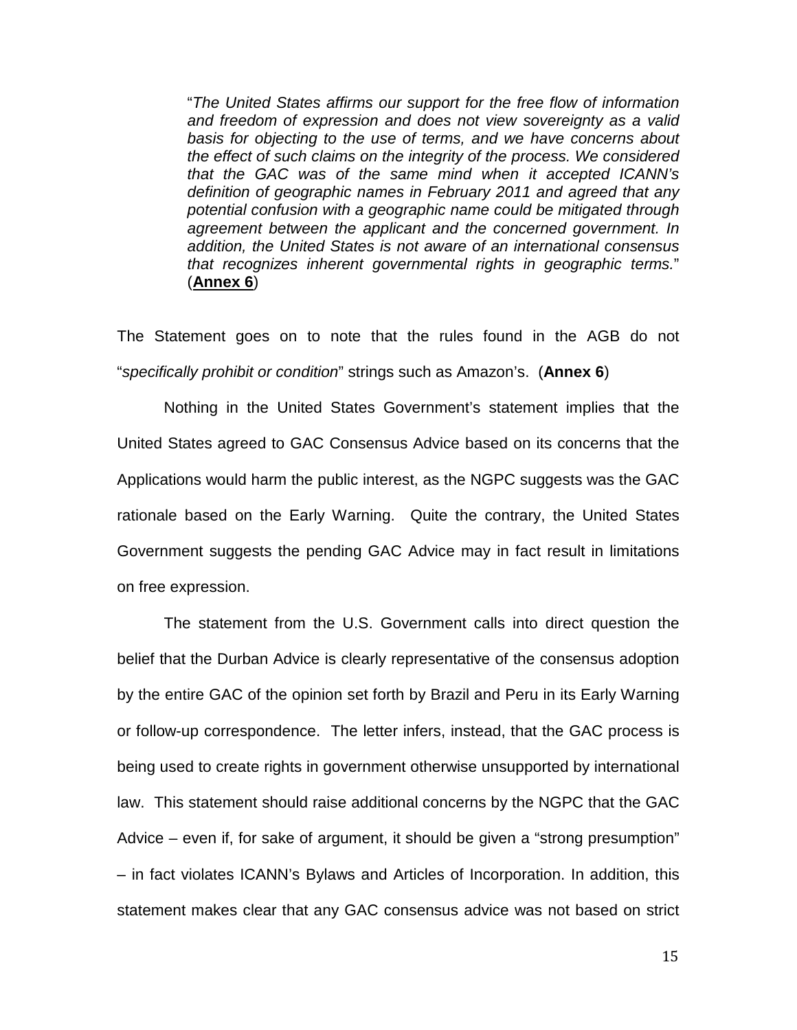> "*The United States affirms our support for the free flow of information and freedom of expression and does not view sovereignty as a valid basis for objecting to the use of terms, and we have concerns about the effect of such claims on the integrity of the process. We considered that the GAC was of the same mind when it accepted ICANN's definition of geographic names in February 2011 and agreed that any potential confusion with a geographic name could be mitigated through agreement between the applicant and the concerned government. In addition, the United States is not aware of an international consensus that recognizes inherent governmental rights in geographic terms.*" (**Annex 6**)

The Statement goes on to note that the rules found in the AGB do not "*specifically prohibit or condition*" strings such as Amazon's. (**Annex 6**)

Nothing in the United States Government's statement implies that the United States agreed to GAC Consensus Advice based on its concerns that the Applications would harm the public interest, as the NGPC suggests was the GAC rationale based on the Early Warning. Quite the contrary, the United States Government suggests the pending GAC Advice may in fact result in limitations on free expression.

The statement from the U.S. Government calls into direct question the belief that the Durban Advice is clearly representative of the consensus adoption by the entire GAC of the opinion set forth by Brazil and Peru in its Early Warning or follow-up correspondence. The letter infers, instead, that the GAC process is being used to create rights in government otherwise unsupported by international law. This statement should raise additional concerns by the NGPC that the GAC Advice – even if, for sake of argument, it should be given a "strong presumption" – in fact violates ICANN's Bylaws and Articles of Incorporation. In addition, this statement makes clear that any GAC consensus advice was not based on strict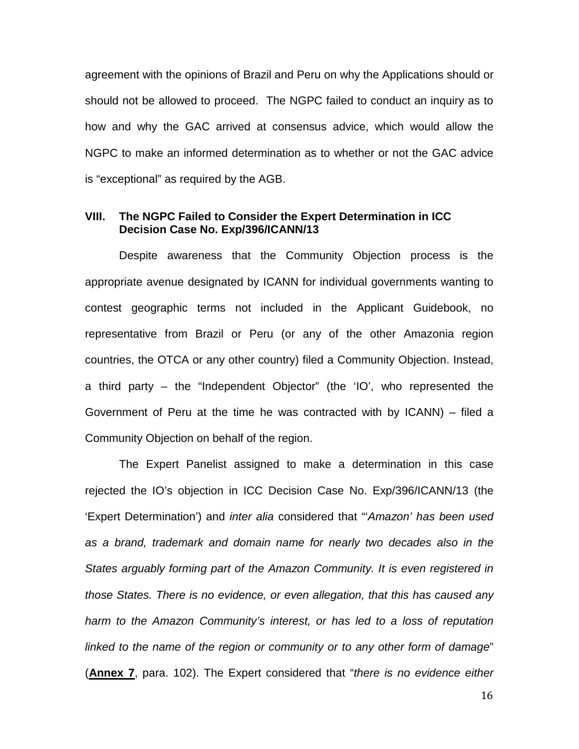agreement with the opinions of Brazil and Peru on why the Applications should or should not be allowed to proceed. The NGPC failed to conduct an inquiry as to how and why the GAC arrived at consensus advice, which would allow the NGPC to make an informed determination as to whether or not the GAC advice is "exceptional" as required by the AGB.

## VIII. The NGPC Failed to Consider the Expert Determination in ICC Decision Case No. Exp/396/ICANN/13

Despite awareness that the Community Objection process is the appropriate avenue designated by ICANN for individual governments wanting to contest geographic terms not included in the Applicant Guidebook, no representative from Brazil or Peru (or any of the other Amazonia region countries, the OTCA or any other country) filed a Community Objection. Instead, a third party – the "Independent Objector" (the 'IO', who represented the Government of Peru at the time he was contracted with by ICANN) – filed a Community Objection on behalf of the region.

The Expert Panelist assigned to make a determination in this case rejected the IO's objection in ICC Decision Case No. Exp/396/ICANN/13 (the 'Expert Determination') and *inter alia* considered that "*'Amazon' has been used as a brand, trademark and domain name for nearly two decades also in the States arguably forming part of the Amazon Community. It is even registered in those States. There is no evidence, or even allegation, that this has caused any harm to the Amazon Community's interest, or has led to a loss of reputation linked to the name of the region or community or to any other form of damage*" (**Annex 7**, para. 102). The Expert considered that "*there is no evidence either*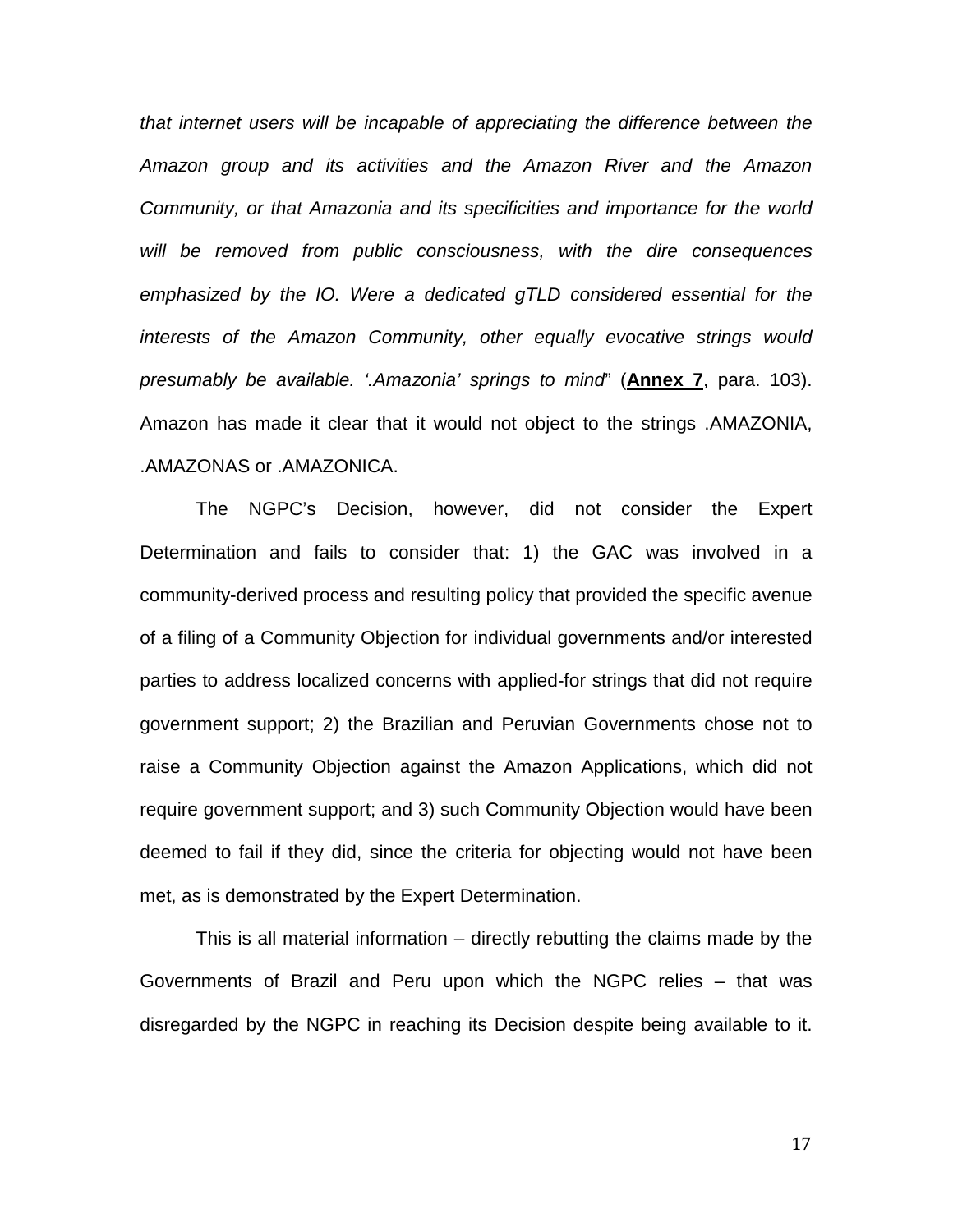*that internet users will be incapable of appreciating the difference between the Amazon group and its activities and the Amazon River and the Amazon Community, or that Amazonia and its specificities and importance for the world will be removed from public consciousness, with the dire consequences emphasized by the IO. Were a dedicated gTLD considered essential for the interests of the Amazon Community, other equally evocative strings would presumably be available. '.Amazonia' springs to mind*" (**Annex 7**, para. 103). Amazon has made it clear that it would not object to the strings .AMAZONIA, .AMAZONAS or .AMAZONICA.

The NGPC's Decision, however, did not consider the Expert Determination and fails to consider that: 1) the GAC was involved in a community-derived process and resulting policy that provided the specific avenue of a filing of a Community Objection for individual governments and/or interested parties to address localized concerns with applied-for strings that did not require government support; 2) the Brazilian and Peruvian Governments chose not to raise a Community Objection against the Amazon Applications, which did not require government support; and 3) such Community Objection would have been deemed to fail if they did, since the criteria for objecting would not have been met, as is demonstrated by the Expert Determination.

This is all material information – directly rebutting the claims made by the Governments of Brazil and Peru upon which the NGPC relies – that was disregarded by the NGPC in reaching its Decision despite being available to it.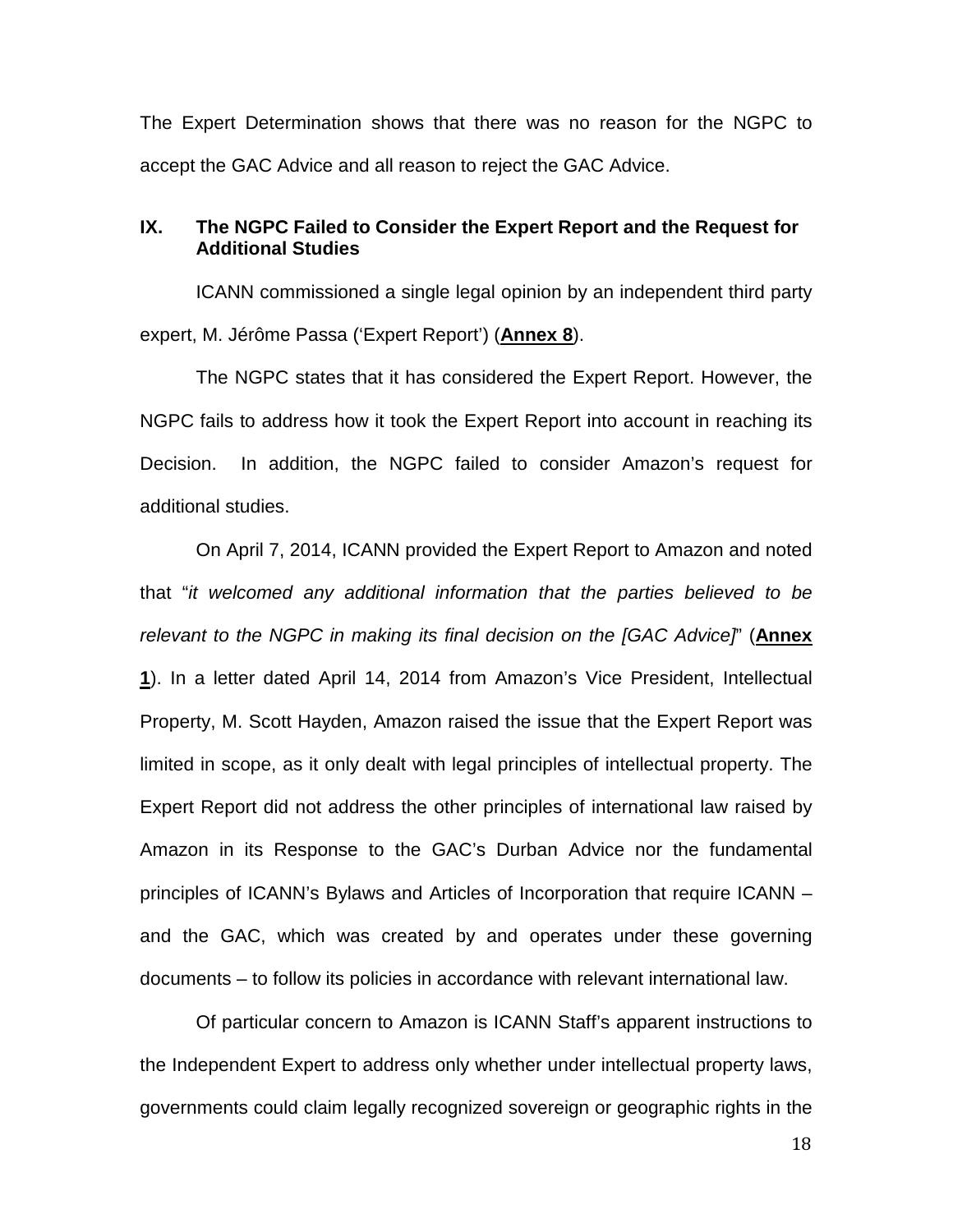The Expert Determination shows that there was no reason for the NGPC to accept the GAC Advice and all reason to reject the GAC Advice.

## IX. The NGPC Failed to Consider the Expert Report and the Request for Additional Studies

ICANN commissioned a single legal opinion by an independent third party expert, M. Jérôme Passa ('Expert Report') (**Annex 8**).

The NGPC states that it has considered the Expert Report. However, the NGPC fails to address how it took the Expert Report into account in reaching its Decision. In addition, the NGPC failed to consider Amazon's request for additional studies.

On April 7, 2014, ICANN provided the Expert Report to Amazon and noted that "*it welcomed any additional information that the parties believed to be relevant to the NGPC in making its final decision on the [GAC Advice]*" (**Annex 1**). In a letter dated April 14, 2014 from Amazon's Vice President, Intellectual Property, M. Scott Hayden, Amazon raised the issue that the Expert Report was limited in scope, as it only dealt with legal principles of intellectual property. The Expert Report did not address the other principles of international law raised by Amazon in its Response to the GAC's Durban Advice nor the fundamental principles of ICANN's Bylaws and Articles of Incorporation that require ICANN – and the GAC, which was created by and operates under these governing documents – to follow its policies in accordance with relevant international law.

Of particular concern to Amazon is ICANN Staff's apparent instructions to the Independent Expert to address only whether under intellectual property laws, governments could claim legally recognized sovereign or geographic rights in the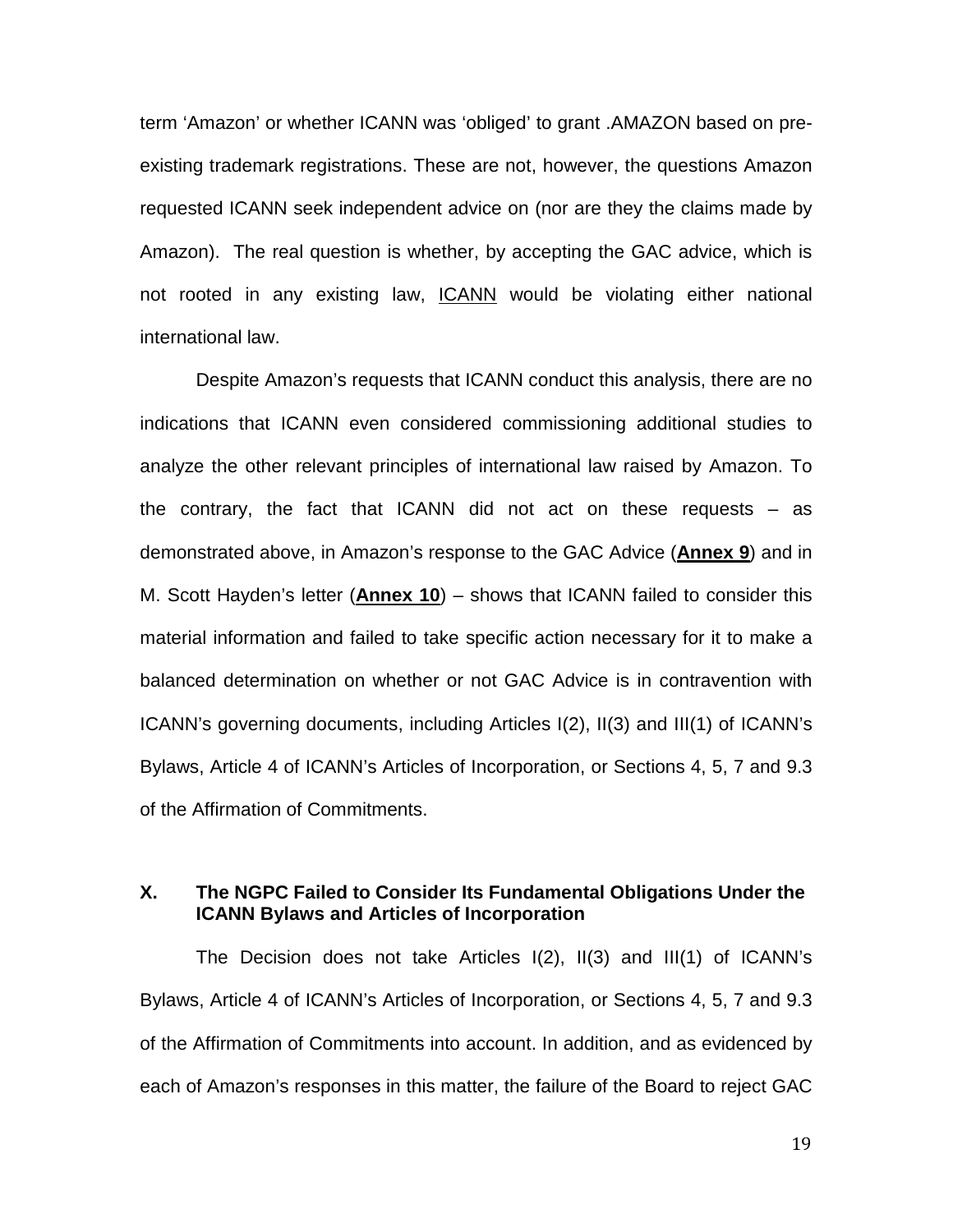term 'Amazon' or whether ICANN was 'obliged' to grant .AMAZON based on pre-existing trademark registrations. These are not, however, the questions Amazon requested ICANN seek independent advice on (nor are they the claims made by Amazon). The real question is whether, by accepting the GAC advice, which is not rooted in any existing law, ICANN would be violating either national international law.

Despite Amazon's requests that ICANN conduct this analysis, there are no indications that ICANN even considered commissioning additional studies to analyze the other relevant principles of international law raised by Amazon. To the contrary, the fact that ICANN did not act on these requests – as demonstrated above, in Amazon's response to the GAC Advice (**Annex 9**) and in M. Scott Hayden's letter (**Annex 10**) – shows that ICANN failed to consider this material information and failed to take specific action necessary for it to make a balanced determination on whether or not GAC Advice is in contravention with ICANN's governing documents, including Articles I(2), II(3) and III(1) of ICANN's Bylaws, Article 4 of ICANN's Articles of Incorporation, or Sections 4, 5, 7 and 9.3 of the Affirmation of Commitments.

## X. The NGPC Failed to Consider Its Fundamental Obligations Under the ICANN Bylaws and Articles of Incorporation

The Decision does not take Articles I(2), II(3) and III(1) of ICANN's Bylaws, Article 4 of ICANN's Articles of Incorporation, or Sections 4, 5, 7 and 9.3 of the Affirmation of Commitments into account. In addition, and as evidenced by each of Amazon's responses in this matter, the failure of the Board to reject GAC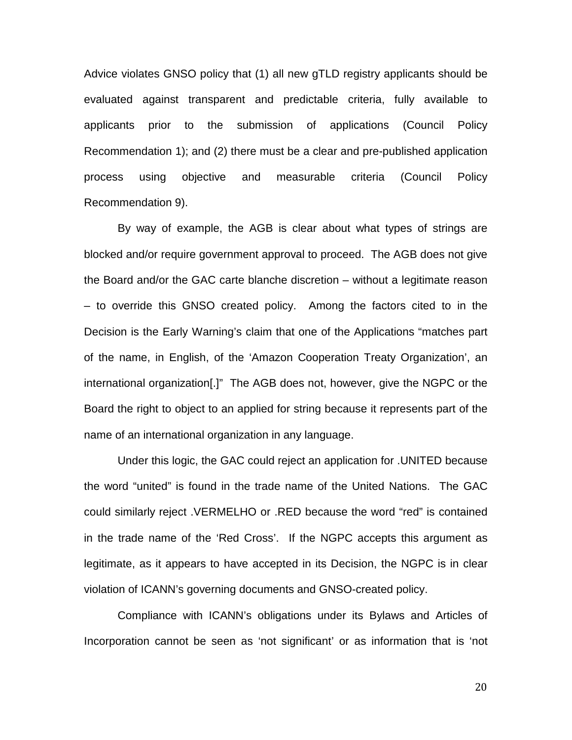Advice violates GNSO policy that (1) all new gTLD registry applicants should be evaluated against transparent and predictable criteria, fully available to applicants prior to the submission of applications (Council Policy Recommendation 1); and (2) there must be a clear and pre-published application process using objective and measurable criteria (Council Policy Recommendation 9).

By way of example, the AGB is clear about what types of strings are blocked and/or require government approval to proceed. The AGB does not give the Board and/or the GAC carte blanche discretion – without a legitimate reason – to override this GNSO created policy. Among the factors cited to in the Decision is the Early Warning's claim that one of the Applications "matches part of the name, in English, of the 'Amazon Cooperation Treaty Organization', an international organization[.]" The AGB does not, however, give the NGPC or the Board the right to object to an applied for string because it represents part of the name of an international organization in any language.

Under this logic, the GAC could reject an application for .UNITED because the word "united" is found in the trade name of the United Nations. The GAC could similarly reject .VERMELHO or .RED because the word "red" is contained in the trade name of the 'Red Cross'. If the NGPC accepts this argument as legitimate, as it appears to have accepted in its Decision, the NGPC is in clear violation of ICANN's governing documents and GNSO-created policy.

Compliance with ICANN's obligations under its Bylaws and Articles of Incorporation cannot be seen as 'not significant' or as information that is 'not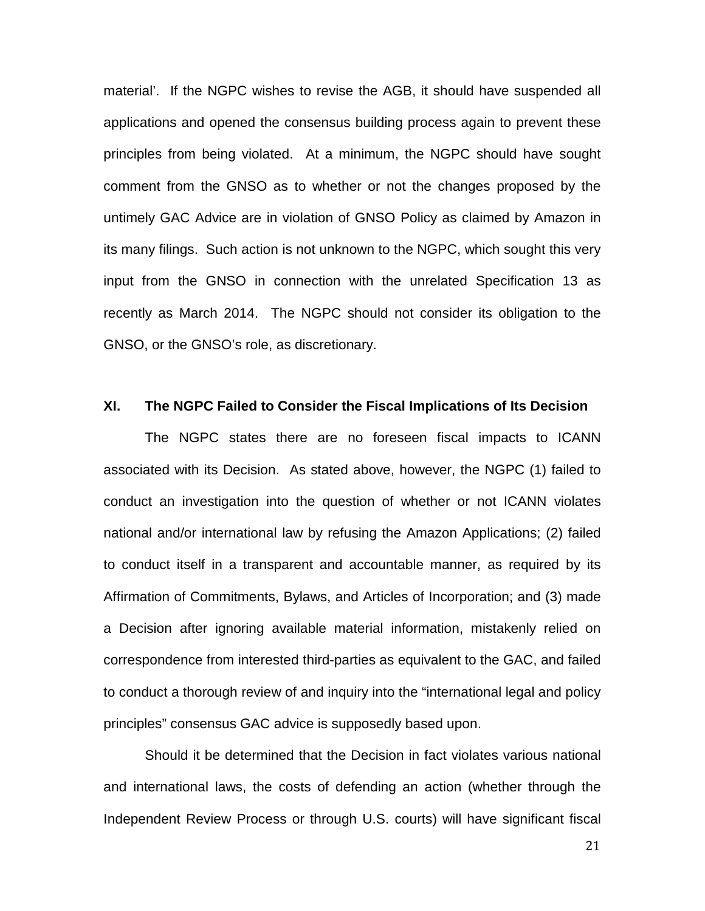material'. If the NGPC wishes to revise the AGB, it should have suspended all applications and opened the consensus building process again to prevent these principles from being violated. At a minimum, the NGPC should have sought comment from the GNSO as to whether or not the changes proposed by the untimely GAC Advice are in violation of GNSO Policy as claimed by Amazon in its many filings. Such action is not unknown to the NGPC, which sought this very input from the GNSO in connection with the unrelated Specification 13 as recently as March 2014. The NGPC should not consider its obligation to the GNSO, or the GNSO's role, as discretionary.

## XI. The NGPC Failed to Consider the Fiscal Implications of Its Decision

The NGPC states there are no foreseen fiscal impacts to ICANN associated with its Decision. As stated above, however, the NGPC (1) failed to conduct an investigation into the question of whether or not ICANN violates national and/or international law by refusing the Amazon Applications; (2) failed to conduct itself in a transparent and accountable manner, as required by its Affirmation of Commitments, Bylaws, and Articles of Incorporation; and (3) made a Decision after ignoring available material information, mistakenly relied on correspondence from interested third-parties as equivalent to the GAC, and failed to conduct a thorough review of and inquiry into the "international legal and policy principles" consensus GAC advice is supposedly based upon.

Should it be determined that the Decision in fact violates various national and international laws, the costs of defending an action (whether through the Independent Review Process or through U.S. courts) will have significant fiscal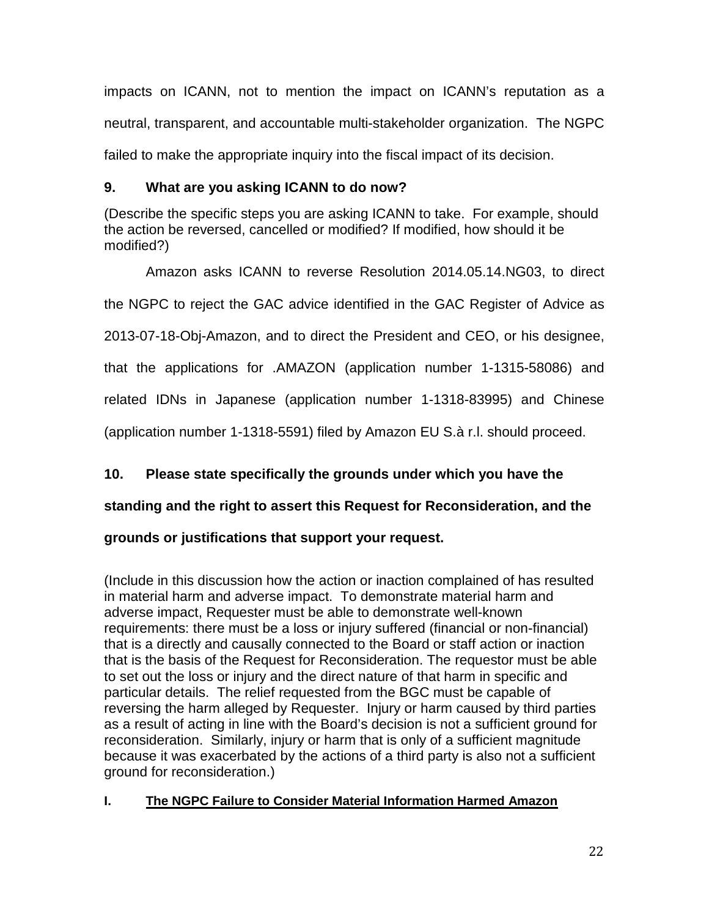impacts on ICANN, not to mention the impact on ICANN's reputation as a neutral, transparent, and accountable multi-stakeholder organization. The NGPC failed to make the appropriate inquiry into the fiscal impact of its decision.

### 9. What are you asking ICANN to do now?

(Describe the specific steps you are asking ICANN to take. For example, should the action be reversed, cancelled or modified? If modified, how should it be modified?)

Amazon asks ICANN to reverse Resolution 2014.05.14.NG03, to direct the NGPC to reject the GAC advice identified in the GAC Register of Advice as 2013-07-18-Obj-Amazon, and to direct the President and CEO, or his designee, that the applications for .AMAZON (application number 1-1315-58086) and related IDNs in Japanese (application number 1-1318-83995) and Chinese (application number 1-1318-5591) filed by Amazon EU S.à r.l. should proceed.

### 10. Please state specifically the grounds under which you have the standing and the right to assert this Request for Reconsideration, and the grounds or justifications that support your request.

(Include in this discussion how the action or inaction complained of has resulted in material harm and adverse impact. To demonstrate material harm and adverse impact, Requester must be able to demonstrate well-known requirements: there must be a loss or injury suffered (financial or non-financial) that is a directly and causally connected to the Board or staff action or inaction that is the basis of the Request for Reconsideration. The requestor must be able to set out the loss or injury and the direct nature of that harm in specific and particular details. The relief requested from the BGC must be capable of reversing the harm alleged by Requester. Injury or harm caused by third parties as a result of acting in line with the Board's decision is not a sufficient ground for reconsideration. Similarly, injury or harm that is only of a sufficient magnitude because it was exacerbated by the actions of a third party is also not a sufficient ground for reconsideration.)

#### I. <u>The NGPC Failure to Consider Material Information Harmed Amazon</u>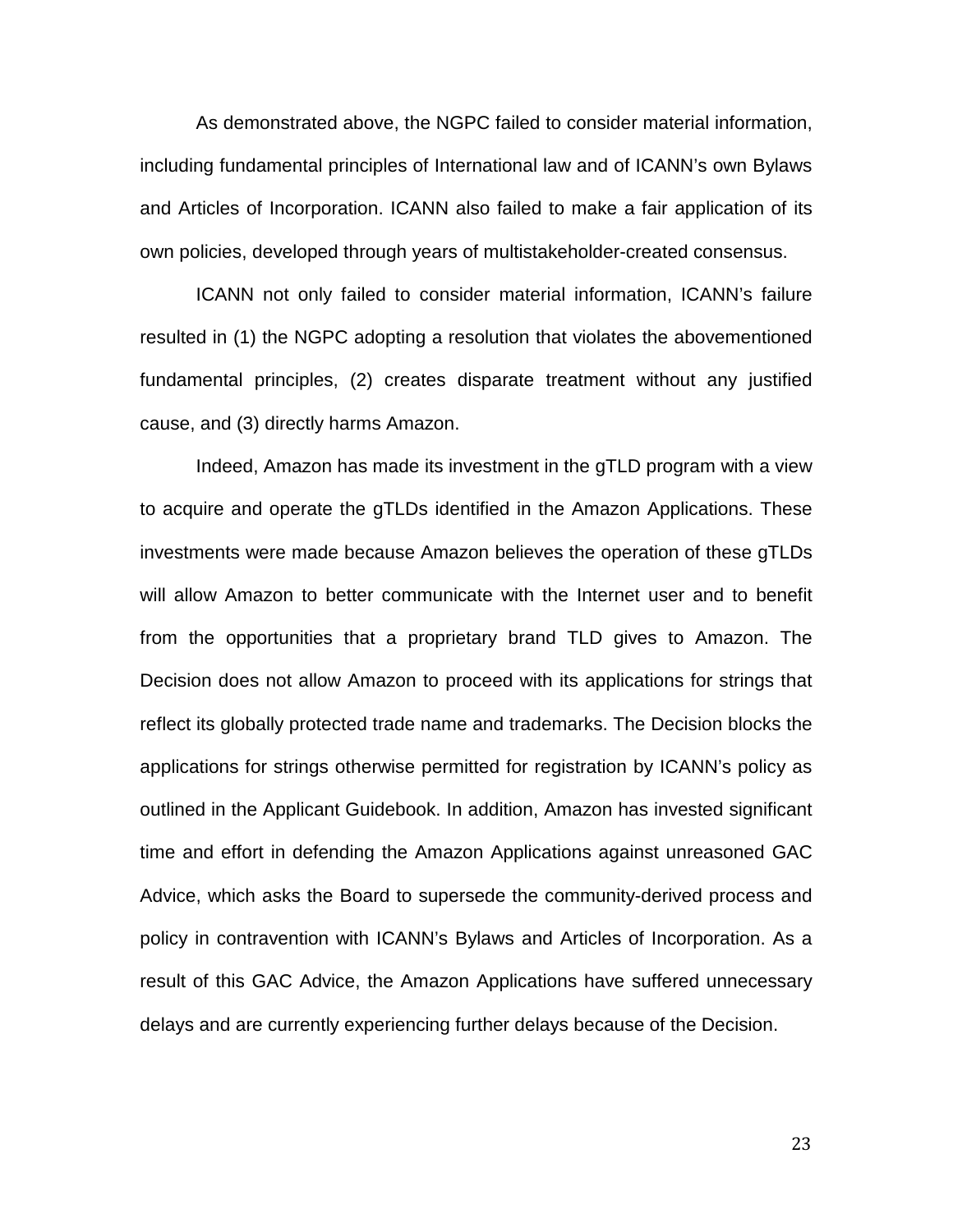As demonstrated above, the NGPC failed to consider material information, including fundamental principles of International law and of ICANN's own Bylaws and Articles of Incorporation. ICANN also failed to make a fair application of its own policies, developed through years of multistakeholder-created consensus.

ICANN not only failed to consider material information, ICANN's failure resulted in (1) the NGPC adopting a resolution that violates the abovementioned fundamental principles, (2) creates disparate treatment without any justified cause, and (3) directly harms Amazon.

Indeed, Amazon has made its investment in the gTLD program with a view to acquire and operate the gTLDs identified in the Amazon Applications. These investments were made because Amazon believes the operation of these gTLDs will allow Amazon to better communicate with the Internet user and to benefit from the opportunities that a proprietary brand TLD gives to Amazon. The Decision does not allow Amazon to proceed with its applications for strings that reflect its globally protected trade name and trademarks. The Decision blocks the applications for strings otherwise permitted for registration by ICANN's policy as outlined in the Applicant Guidebook. In addition, Amazon has invested significant time and effort in defending the Amazon Applications against unreasoned GAC Advice, which asks the Board to supersede the community-derived process and policy in contravention with ICANN's Bylaws and Articles of Incorporation. As a result of this GAC Advice, the Amazon Applications have suffered unnecessary delays and are currently experiencing further delays because of the Decision.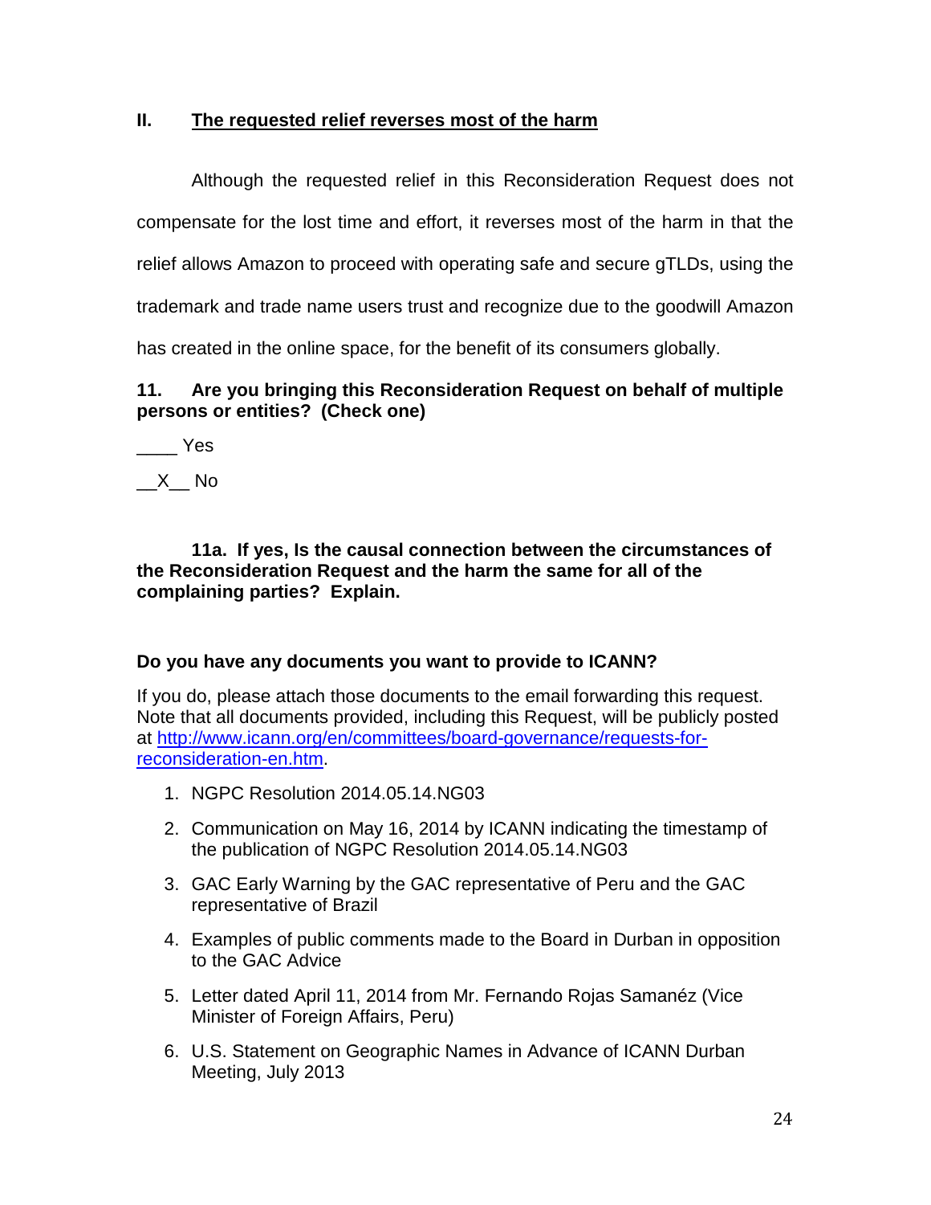## II. <u>The requested relief reverses most of the harm</u>

Although the requested relief in this Reconsideration Request does not compensate for the lost time and effort, it reverses most of the harm in that the relief allows Amazon to proceed with operating safe and secure gTLDs, using the trademark and trade name users trust and recognize due to the goodwill Amazon has created in the online space, for the benefit of its consumers globally.

**11. Are you bringing this Reconsideration Request on behalf of multiple persons or entities? (Check one)**

\_\_\_\_ Yes

\_\_X\_\_ No

**11a. If yes, Is the causal connection between the circumstances of the Reconsideration Request and the harm the same for all of the complaining parties? Explain.**

**Do you have any documents you want to provide to ICANN?**

If you do, please attach those documents to the email forwarding this request. Note that all documents provided, including this Request, will be publicly posted at [http://www.icann.org/en/committees/board-governance/requests-for-reconsideration-en.htm](http://www.icann.org/en/committees/board-governance/requests-for-reconsideration-en.htm).

1. NGPC Resolution 2014.05.14.NG03
2. Communication on May 16, 2014 by ICANN indicating the timestamp of the publication of NGPC Resolution 2014.05.14.NG03
3. GAC Early Warning by the GAC representative of Peru and the GAC representative of Brazil
4. Examples of public comments made to the Board in Durban in opposition to the GAC Advice
5. Letter dated April 11, 2014 from Mr. Fernando Rojas Samanéz (Vice Minister of Foreign Affairs, Peru)
6. U.S. Statement on Geographic Names in Advance of ICANN Durban Meeting, July 2013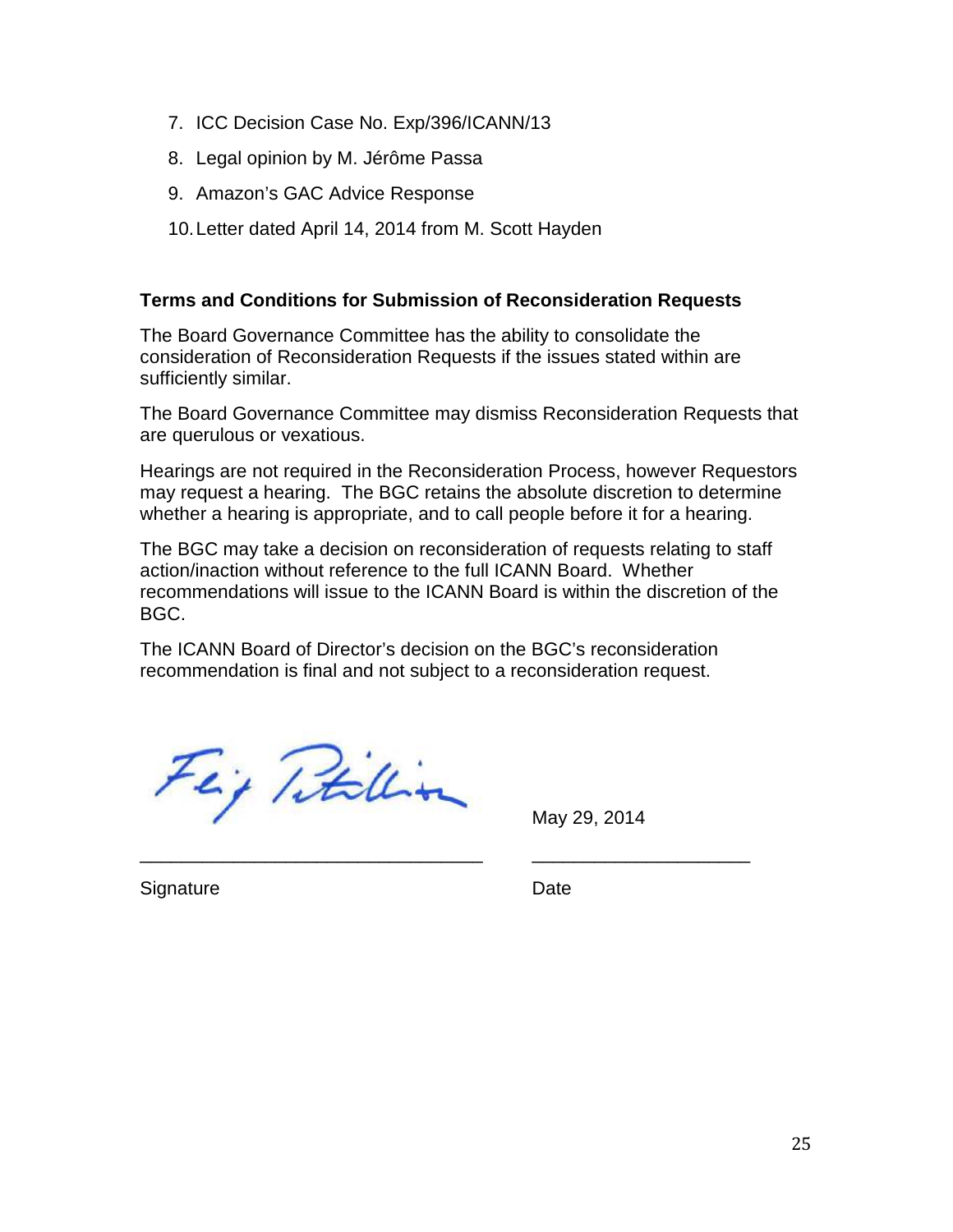7. ICC Decision Case No. Exp/396/ICANN/13
8. Legal opinion by M. Jérôme Passa
9. Amazon's GAC Advice Response
10. Letter dated April 14, 2014 from M. Scott Hayden

**Terms and Conditions for Submission of Reconsideration Requests**

The Board Governance Committee has the ability to consolidate the consideration of Reconsideration Requests if the issues stated within are sufficiently similar.

The Board Governance Committee may dismiss Reconsideration Requests that are querulous or vexatious.

Hearings are not required in the Reconsideration Process, however Requestors may request a hearing. The BGC retains the absolute discretion to determine whether a hearing is appropriate, and to call people before it for a hearing.

The BGC may take a decision on reconsideration of requests relating to staff action/inaction without reference to the full ICANN Board. Whether recommendations will issue to the ICANN Board is within the discretion of the BGC.

The ICANN Board of Director's decision on the BGC's reconsideration recommendation is final and not subject to a reconsideration request.

_________________________________ May 29, 2014

Signature Date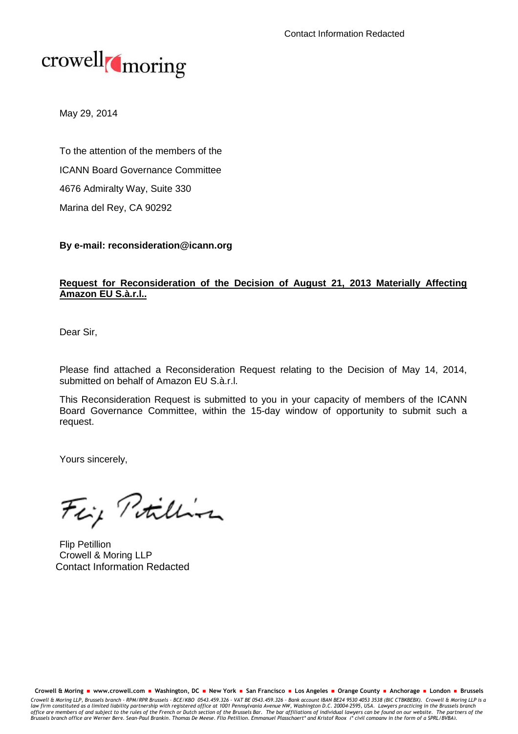Contact Information Redacted

crowell moring

May 29, 2014

To the attention of the members of the
ICANN Board Governance Committee
4676 Admiralty Way, Suite 330
Marina del Rey, CA 90292

**By e-mail: reconsideration@icann.org**

**Request for Reconsideration of the Decision of August 21, 2013 Materially Affecting Amazon EU S.à.r.l..**

Dear Sir,

Please find attached a Reconsideration Request relating to the Decision of May 14, 2014, submitted on behalf of Amazon EU S.à.r.l.

This Reconsideration Request is submitted to you in your capacity of members of the ICANN Board Governance Committee, within the 15-day window of opportunity to submit such a request.

Yours sincerely,

Flip Petillion
Crowell & Moring LLP
Contact Information Redacted

**Crowell & Moring ■ www.crowell.com ■ Washington, DC ■ New York ■ San Francisco ■ Los Angeles ■ Orange County ■ Anchorage ■ London ■ Brussels**

*Crowell & Moring LLP, Brussels branch - RPM/RPR Brussels - BCE/KBO 0543.459.326 - VAT BE 0543.459.326 - Bank account IBAN BE24 9530 4053 3538 (BIC CTBKBEBX). Crowell & Moring LLP is a law firm constituted as a limited liability partnership with registered office at 1001 Pennsylvania Avenue NW, Washington D.C. 20004-2595, USA. Lawyers practicing in the Brussels branch office are members of and subject to the rules of the French or Dutch section of the Brussels Bar. The bar affiliations of individual lawyers can be found on our website. The partners of the Brussels branch office are Werner Berg, Sean-Paul Brankin, Thomas De Meese, Flip Petillion, Emmanuel Plasschaert* and Kristof Roox (* civil company in the form of a SPRL/BVBA).*